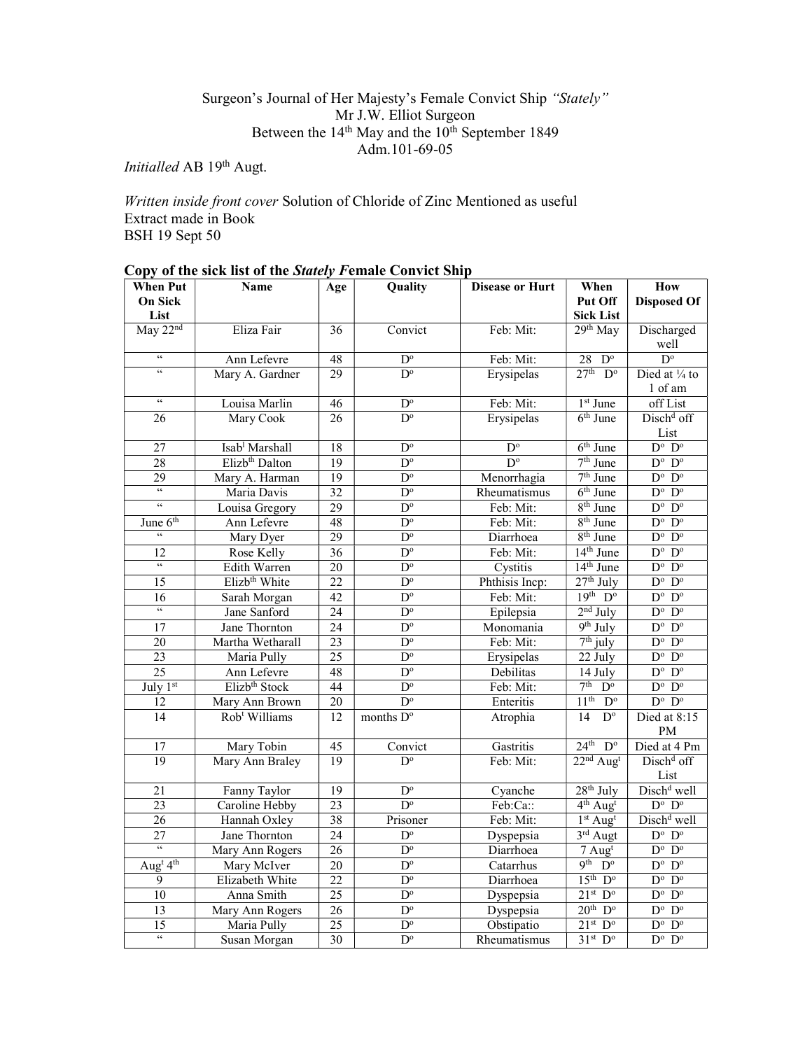Surgeon's Journal of Her Majesty's Female Convict Ship *"Stately"*
Mr J.W. Elliot Surgeon
Between the 14th May and the 10th September 1849
Adm.101-69-05

*Initialled* AB 19th Augt.

*Written inside front cover* Solution of Chloride of Zinc Mentioned as useful
Extract made in Book
BSH 19 Sept 50

**Copy of the sick list of the *Stately F*emale Convict Ship**

| When Put On Sick List | Name | Age | Quality | Disease or Hurt | When Put Off Sick List | How Disposed Of |
|---|---|---|---|---|---|---|
| May 22nd | Eliza Fair | 36 | Convict | Feb: Mit: | 29th May | Discharged well |
| " | Ann Lefevre | 48 | Do | Feb: Mit: | 28 Do | Do |
| " | Mary A. Gardner | 29 | Do | Erysipelas | 27th Do | Died at ¼ to 1 of am |
| " | Louisa Marlin | 46 | Do | Feb: Mit: | 1st June | off List |
| 26 | Mary Cook | 26 | Do | Erysipelas | 6th June | Dischd off List |
| 27 | Isabl Marshall | 18 | Do | Do | 6th June | Do Do |
| 28 | Elizbth Dalton | 19 | Do | Do | 7th June | Do Do |
| 29 | Mary A. Harman | 19 | Do | Menorrhagia | 7th June | Do Do |
| " | Maria Davis | 32 | Do | Rheumatismus | 6th June | Do Do |
| " | Louisa Gregory | 29 | Do | Feb: Mit: | 8th June | Do Do |
| June 6th | Ann Lefevre | 48 | Do | Feb: Mit: | 8th June | Do Do |
| " | Mary Dyer | 29 | Do | Diarrhoea | 8th June | Do Do |
| 12 | Rose Kelly | 36 | Do | Feb: Mit: | 14th June | Do Do |
| " | Edith Warren | 20 | Do | Cystitis | 14th June | Do Do |
| 15 | Elizbth White | 22 | Do | Phthisis Incp: | 27th July | Do Do |
| 16 | Sarah Morgan | 42 | Do | Feb: Mit: | 19th Do | Do Do |
| " | Jane Sanford | 24 | Do | Epilepsia | 2nd July | Do Do |
| 17 | Jane Thornton | 24 | Do | Monomania | 9th July | Do Do |
| 20 | Martha Wetharall | 23 | Do | Feb: Mit: | 7th july | Do Do |
| 23 | Maria Pully | 25 | Do | Erysipelas | 22 July | Do Do |
| 25 | Ann Lefevre | 48 | Do | Debilitas | 14 July | Do Do |
| July 1st | Elizbth Stock | 44 | Do | Feb: Mit: | 7th Do | Do Do |
| 12 | Mary Ann Brown | 20 | Do | Enteritis | 11th Do | Do Do |
| 14 | Robt Williams | 12 | months Do | Atrophia | 14 Do | Died at 8:15 PM |
| 17 | Mary Tobin | 45 | Convict | Gastritis | 24th Do | Died at 4 Pm |
| 19 | Mary Ann Braley | 19 | Do | Feb: Mit: | 22nd Augt | Dischd off List |
| 21 | Fanny Taylor | 19 | Do | Cyanche | 28th July | Dischd well |
| 23 | Caroline Hebby | 23 | Do | Feb:Ca:: | 4th Augt | Do Do |
| 26 | Hannah Oxley | 38 | Prisoner | Feb: Mit: | 1st Augt | Dischd well |
| 27 | Jane Thornton | 24 | Do | Dyspepsia | 3rd Augt | Do Do |
| " | Mary Ann Rogers | 26 | Do | Diarrhoea | 7 Augt | Do Do |
| Augt 4th | Mary McIver | 20 | Do | Catarrhus | 9th Do | Do Do |
| 9 | Elizabeth White | 22 | Do | Diarrhoea | 15th Do | Do Do |
| 10 | Anna Smith | 25 | Do | Dyspepsia | 21st Do | Do Do |
| 13 | Mary Ann Rogers | 26 | Do | Dyspepsia | 20th Do | Do Do |
| 15 | Maria Pully | 25 | Do | Obstipatio | 21st Do | Do Do |
| " | Susan Morgan | 30 | Do | Rheumatismus | 31st Do | Do Do |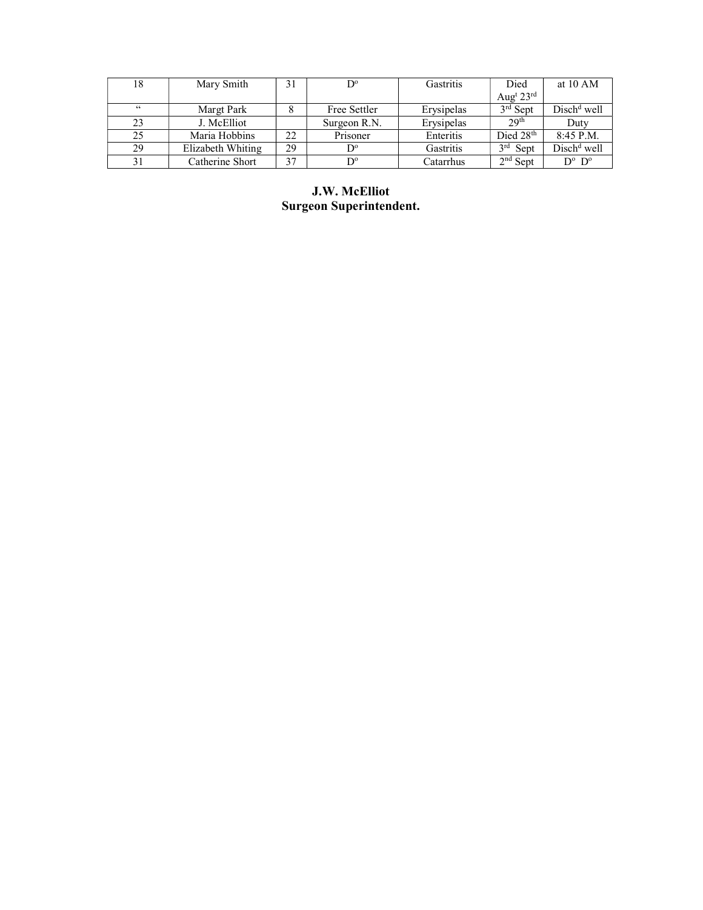| 18 | Mary Smith | 31 | D^o^ | Gastritis | Died Aug^t^ 23^rd^ | at 10 AM |
|---|---|---|---|---|---|---|
| " | Margt Park | 8 | Free Settler | Erysipelas | 3^rd^ Sept | Disch^d^ well |
| 23 | J. McElliot | | Surgeon R.N. | Erysipelas | 29^th^ | Duty |
| 25 | Maria Hobbins | 22 | Prisoner | Enteritis | Died 28^th^ | 8:45 P.M. |
| 29 | Elizabeth Whiting | 29 | D^o^ | Gastritis | 3^rd^ Sept | Disch^d^ well |
| 31 | Catherine Short | 37 | D^o^ | Catarrhus | 2^nd^ Sept | D^o^ D^o^ |

**J.W. McElliot**
**Surgeon Superintendent.**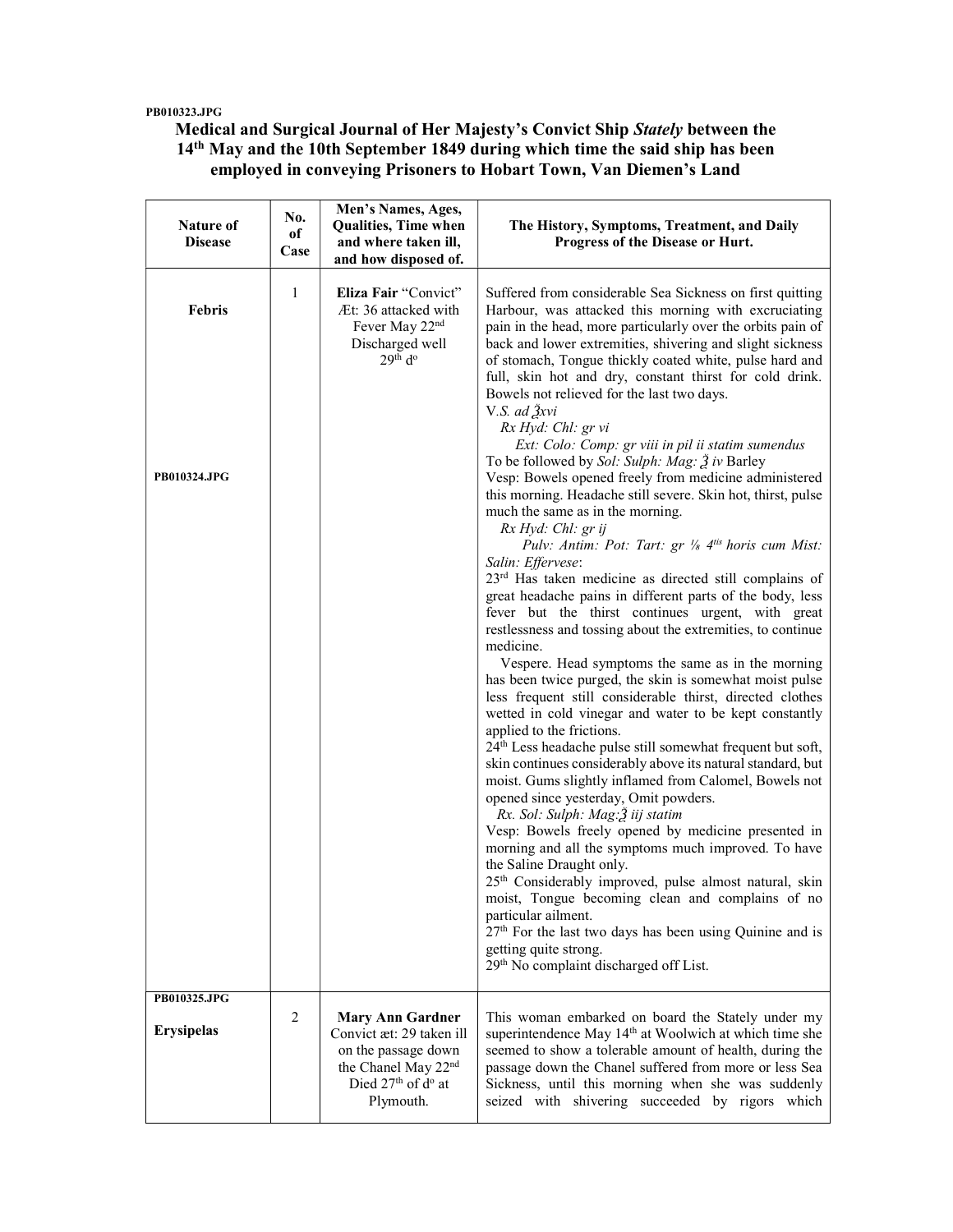PB010323.JPG

## Medical and Surgical Journal of Her Majesty's Convict Ship *Stately* between the 14th May and the 10th September 1849 during which time the said ship has been employed in conveying Prisoners to Hobart Town, Van Diemen's Land

| Nature of Disease | No. of Case | Men's Names, Ages, Qualities, Time when and where taken ill, and how disposed of. | The History, Symptoms, Treatment, and Daily Progress of the Disease or Hurt. |
|---|---|---|---|
| **Febris**<br><br>PB010324.JPG | 1 | **Eliza Fair** "Convict" Æt: 36 attacked with Fever May 22nd Discharged well 29th d° | Suffered from considerable Sea Sickness on first quitting Harbour, was attacked this morning with excruciating pain in the head, more particularly over the orbits pain of back and lower extremities, shivering and slight sickness of stomach, Tongue thickly coated white, pulse hard and full, skin hot and dry, constant thirst for cold drink. Bowels not relieved for the last two days.<br>V.*S. ad ℥xvi*<br>*Rx Hyd: Chl: gr vi*<br>*Ext: Colo: Comp: gr viii in pil ii statim sumendus*<br>To be followed by *Sol: Sulph: Mag: ℥ iv* Barley<br>Vesp: Bowels opened freely from medicine administered this morning. Headache still severe. Skin hot, thirst, pulse much the same as in the morning.<br>*Rx Hyd: Chl: gr ij*<br>*Pulv: Antim: Pot: Tart: gr ⅛ 4tis horis cum Mist: Salin: Effervese*:<br>23rd Has taken medicine as directed still complains of great headache pains in different parts of the body, less fever but the thirst continues urgent, with great restlessness and tossing about the extremities, to continue medicine.<br>Vespere. Head symptoms the same as in the morning has been twice purged, the skin is somewhat moist pulse less frequent still considerable thirst, directed clothes wetted in cold vinegar and water to be kept constantly applied to the frictions.<br>24th Less headache pulse still somewhat frequent but soft, skin continues considerably above its natural standard, but moist. Gums slightly inflamed from Calomel, Bowels not opened since yesterday, Omit powders.<br>*Rx. Sol: Sulph: Mag:℥ iij statim*<br>Vesp: Bowels freely opened by medicine presented in morning and all the symptoms much improved. To have the Saline Draught only.<br>25th Considerably improved, pulse almost natural, skin moist, Tongue becoming clean and complains of no particular ailment.<br>27th For the last two days has been using Quinine and is getting quite strong.<br>29th No complaint discharged off List. |
| PB010325.JPG<br><br>**Erysipelas** | 2 | **Mary Ann Gardner** Convict æt: 29 taken ill on the passage down the Chanel May 22nd Died 27th of d° at Plymouth. | This woman embarked on board the Stately under my superintendence May 14th at Woolwich at which time she seemed to show a tolerable amount of health, during the passage down the Chanel suffered from more or less Sea Sickness, until this morning when she was suddenly seized with shivering succeeded by rigors which |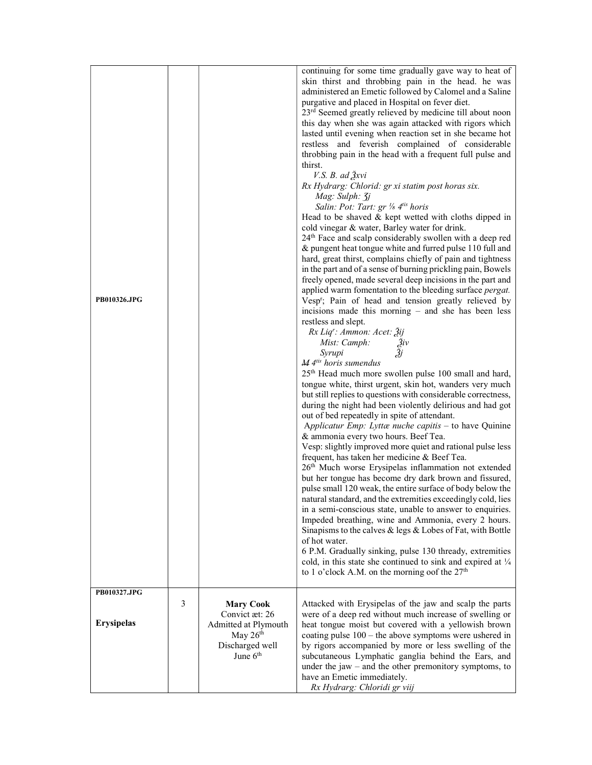| | | | |
|---|---|---|---|
| PB010326.JPG | | | continuing for some time gradually gave way to heat of skin thirst and throbbing pain in the head. he was administered an Emetic followed by Calomel and a Saline purgative and placed in Hospital on fever diet.<br>23rd Seemed greatly relieved by medicine till about noon this day when she was again attacked with rigors which lasted until evening when reaction set in she became hot restless and feverish complained of considerable throbbing pain in the head with a frequent full pulse and thirst.<br>*V.S. B. ad ℥xvi*<br>*Rx Hydrarg: Chlorid: gr xi statim post horas six.*<br>*Mag: Sulph: ʒj*<br>*Salin: Pot: Tart: gr ⅛ 4tis horis*<br>Head to be shaved & kept wetted with cloths dipped in cold vinegar & water, Barley water for drink.<br>24th Face and scalp considerably swollen with a deep red & pungent heat tongue white and furred pulse 110 full and hard, great thirst, complains chiefly of pain and tightness in the part and of a sense of burning prickling pain, Bowels freely opened, made several deep incisions in the part and applied warm fomentation to the bleeding surface *pergat.*<br>Vespr; Pain of head and tension greatly relieved by incisions made this morning – and she has been less restless and slept.<br>*Rx Liqr: Ammon: Acet: ℥ij*<br>*Mist: Camph: ℥iv*<br>*Syrupi ℥j*<br>*~~M~~ 4tis horis sumendus*<br>25th Head much more swollen pulse 100 small and hard, tongue white, thirst urgent, skin hot, wanders very much but still replies to questions with considerable correctness, during the night had been violently delirious and had got out of bed repeatedly in spite of attendant.<br>*Applicatur Emp: Lyttæ nuche capitis* – to have Quinine & ammonia every two hours. Beef Tea.<br>Vesp: slightly improved more quiet and rational pulse less frequent, has taken her medicine & Beef Tea.<br>26th Much worse Erysipelas inflammation not extended but her tongue has become dry dark brown and fissured, pulse small 120 weak, the entire surface of body below the natural standard, and the extremities exceedingly cold, lies in a semi-conscious state, unable to answer to enquiries. Impeded breathing, wine and Ammonia, every 2 hours. Sinapisms to the calves & legs & Lobes of Fat, with Bottle of hot water.<br>6 P.M. Gradually sinking, pulse 130 thready, extremities cold, in this state she continued to sink and expired at ¼ to 1 o'clock A.M. on the morning oof the 27th |
| PB010327.JPG<br><br>**Erysipelas** | 3 | **Mary Cook**<br>Convict æt: 26<br>Admitted at Plymouth<br>May 26th<br>Discharged well<br>June 6th | Attacked with Erysipelas of the jaw and scalp the parts were of a deep red without much increase of swelling or heat tongue moist but covered with a yellowish brown coating pulse 100 – the above symptoms were ushered in by rigors accompanied by more or less swelling of the subcutaneous Lymphatic ganglia behind the Ears, and under the jaw – and the other premonitory symptoms, to have an Emetic immediately.<br>*Rx Hydrarg: Chloridi gr viij* |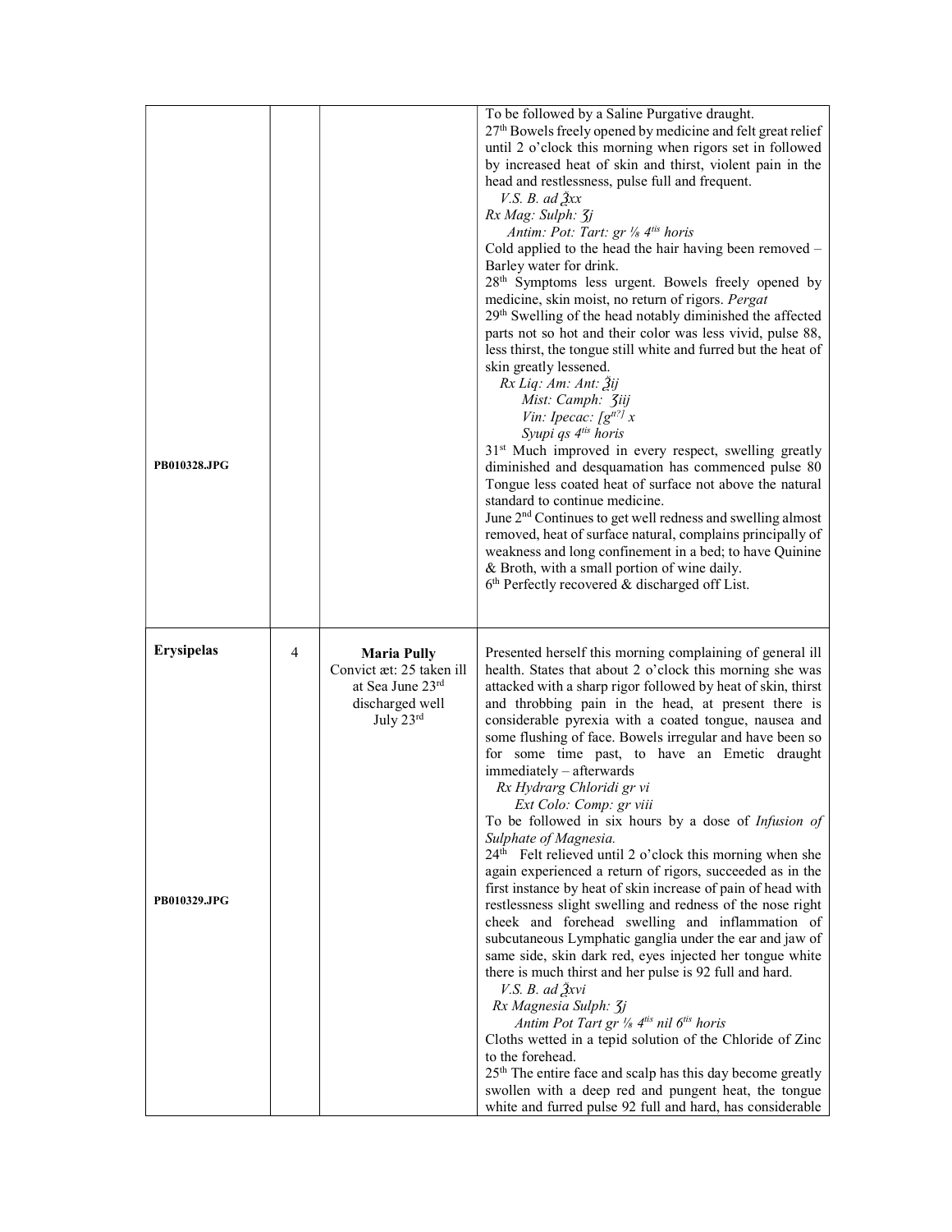| | | | |
|---|---|---|---|
| PB010328.JPG | | | To be followed by a Saline Purgative draught.<br>27th Bowels freely opened by medicine and felt great relief until 2 o'clock this morning when rigors set in followed by increased heat of skin and thirst, violent pain in the head and restlessness, pulse full and frequent.<br>*V.S. B. ad ℥xx*<br>*Rx Mag: Sulph: ʒj*<br>*Antim: Pot: Tart: gr ⅛ 4tis horis*<br>Cold applied to the head the hair having been removed – Barley water for drink.<br>28th Symptoms less urgent. Bowels freely opened by medicine, skin moist, no return of rigors. *Pergat*<br>29th Swelling of the head notably diminished the affected parts not so hot and their color was less vivid, pulse 88, less thirst, the tongue still white and furred but the heat of skin greatly lessened.<br>*Rx Liq: Am: Ant: ℥ij*<br>*Mist: Camph: ʒiij*<br>*Vin: Ipecac: [gtt?] x*<br>*Syupi qs 4tis horis*<br>31st Much improved in every respect, swelling greatly diminished and desquamation has commenced pulse 80 Tongue less coated heat of surface not above the natural standard to continue medicine.<br>June 2nd Continues to get well redness and swelling almost removed, heat of surface natural, complains principally of weakness and long confinement in a bed; to have Quinine & Broth, with a small portion of wine daily.<br>6th Perfectly recovered & discharged off List. |
| **Erysipelas**<br><br>PB010329.JPG | 4 | **Maria Pully**<br>Convict æt: 25 taken ill at Sea June 23rd discharged well July 23rd | Presented herself this morning complaining of general ill health. States that about 2 o'clock this morning she was attacked with a sharp rigor followed by heat of skin, thirst and throbbing pain in the head, at present there is considerable pyrexia with a coated tongue, nausea and some flushing of face. Bowels irregular and have been so for some time past, to have an Emetic draught immediately – afterwards<br>*Rx Hydrarg Chloridi gr vi*<br>*Ext Colo: Comp: gr viii*<br>To be followed in six hours by a dose of *Infusion of Sulphate of Magnesia.*<br>24th Felt relieved until 2 o'clock this morning when she again experienced a return of rigors, succeeded as in the first instance by heat of skin increase of pain of head with restlessness slight swelling and redness of the nose right cheek and forehead swelling and inflammation of subcutaneous Lymphatic ganglia under the ear and jaw of same side, skin dark red, eyes injected her tongue white there is much thirst and her pulse is 92 full and hard.<br>*V.S. B. ad ℥xvi*<br>*Rx Magnesia Sulph: ʒj*<br>*Antim Pot Tart gr ⅛ 4tis nil 6tis horis*<br>Cloths wetted in a tepid solution of the Chloride of Zinc to the forehead.<br>25th The entire face and scalp has this day become greatly swollen with a deep red and pungent heat, the tongue white and furred pulse 92 full and hard, has considerable |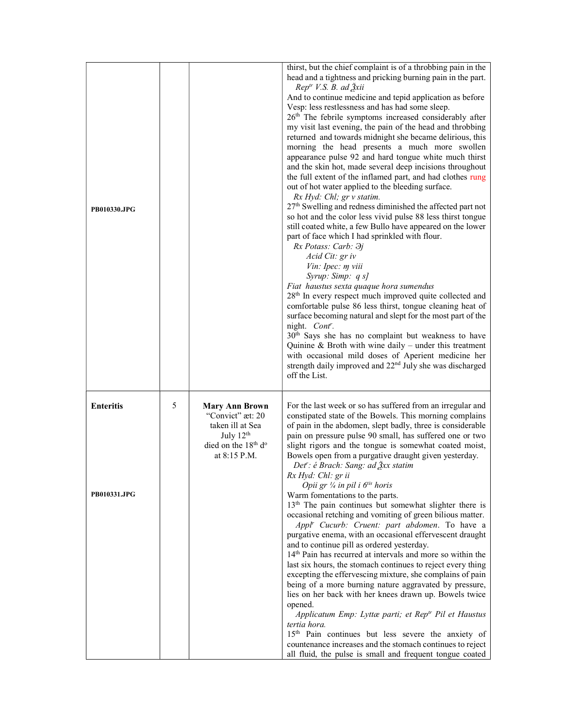| | | | |
|---|---|---|---|
| PB010330.JPG | | | thirst, but the chief complaint is of a throbbing pain in the head and a tightness and pricking burning pain in the part.<br>*Rep^tr V.S. B. ad ℥xii*<br>And to continue medicine and tepid application as before Vesp: less restlessness and has had some sleep.<br>26th The febrile symptoms increased considerably after my visit last evening, the pain of the head and throbbing returned and towards midnight she became delirious, this morning the head presents a much more swollen appearance pulse 92 and hard tongue white much thirst and the skin hot, made several deep incisions throughout the full extent of the inflamed part, and had clothes rung out of hot water applied to the bleeding surface.<br>*Rx Hyd: Chl; gr v statim.*<br>27th Swelling and redness diminished the affected part not so hot and the color less vivid pulse 88 less thirst tongue still coated white, a few Bullo have appeared on the lower part of face which I had sprinkled with flour.<br>*Rx Potass: Carb: ℈j*<br>*Acid Cit: gr iv*<br>*Vin: Ipec: ♏ viii*<br>*Syrup: Simp: q s]*<br>*Fiat haustus sexta quaque hora sumendus*<br>28th In every respect much improved quite collected and comfortable pulse 86 less thirst, tongue cleaning heat of surface becoming natural and slept for the most part of the night. *Cont^r.*<br>30th Says she has no complaint but weakness to have Quinine & Broth with wine daily – under this treatment with occasional mild doses of Aperient medicine her strength daily improved and 22nd July she was discharged off the List. |
| **Enteritis**<br><br>PB010331.JPG | 5 | **Mary Ann Brown**<br>"Convict" æt: 20<br>taken ill at Sea<br>July 12th<br>died on the 18th d^o<br>at 8:15 P.M. | For the last week or so has suffered from an irregular and constipated state of the Bowels. This morning complains of pain in the abdomen, slept badly, three is considerable pain on pressure pulse 90 small, has suffered one or two slight rigors and the tongue is somewhat coated moist, Bowels open from a purgative draught given yesterday.<br>*Det^r: é Brach: Sang: ad ℥xx statim*<br>*Rx Hyd: Chl: gr ii*<br>*Opii gr ¼ in pil i 6^tis horis*<br>Warm fomentations to the parts.<br>13th The pain continues but somewhat slighter there is occasional retching and vomiting of green bilious matter.<br>*Appl^r Cucurb: Cruent: part abdomen*. To have a purgative enema, with an occasional effervescent draught and to continue pill as ordered yesterday.<br>14th Pain has recurred at intervals and more so within the last six hours, the stomach continues to reject every thing excepting the effervescing mixture, she complains of pain being of a more burning nature aggravated by pressure, lies on her back with her knees drawn up. Bowels twice opened.<br>*Applicatum Emp: Lyttæ parti; et Rep^tr Pil et Haustus tertia hora.*<br>15th Pain continues but less severe the anxiety of countenance increases and the stomach continues to reject all fluid, the pulse is small and frequent tongue coated |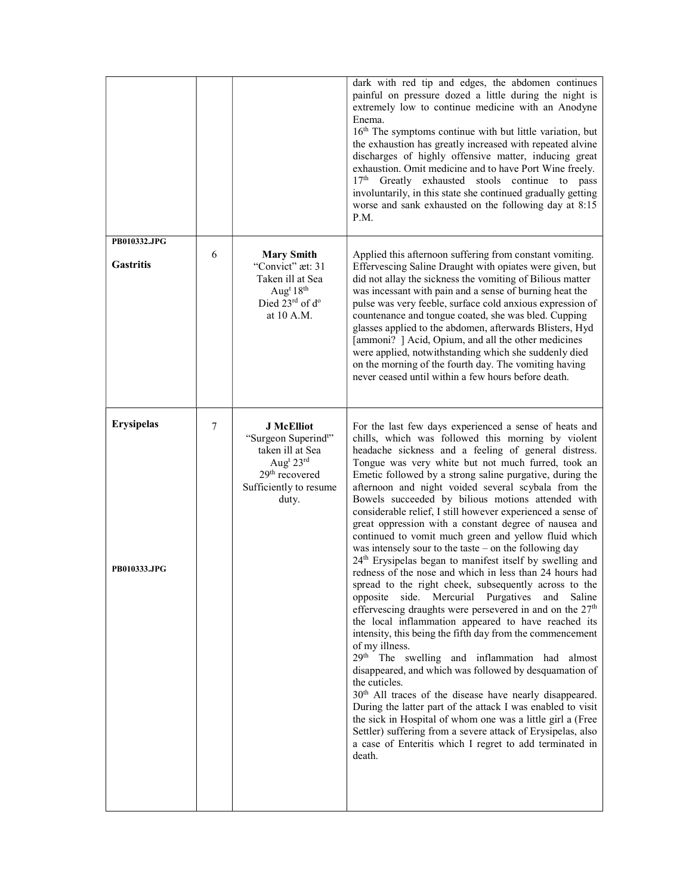| | | | |
|---|---|---|---|
| | | | dark with red tip and edges, the abdomen continues painful on pressure dozed a little during the night is extremely low to continue medicine with an Anodyne Enema.<br>16th The symptoms continue with but little variation, but the exhaustion has greatly increased with repeated alvine discharges of highly offensive matter, inducing great exhaustion. Omit medicine and to have Port Wine freely.<br>17th Greatly exhausted stools continue to pass involuntarily, in this state she continued gradually getting worse and sank exhausted on the following day at 8:15 P.M. |
| **PB010332.JPG**<br><br>**Gastritis** | 6 | **Mary Smith**<br>"Convict" æt: 31<br>Taken ill at Sea<br>Augt 18th<br>Died 23rd of do<br>at 10 A.M. | Applied this afternoon suffering from constant vomiting. Effervescing Saline Draught with opiates were given, but did not allay the sickness the vomiting of Bilious matter was incessant with pain and a sense of burning heat the pulse was very feeble, surface cold anxious expression of countenance and tongue coated, she was bled. Cupping glasses applied to the abdomen, afterwards Blisters, Hyd [ammoni? ] Acid, Opium, and all the other medicines were applied, notwithstanding which she suddenly died on the morning of the fourth day. The vomiting having never ceased until within a few hours before death. |
| **Erysipelas**<br><br><br><br><br><br>**PB010333.JPG** | 7 | **J McElliot**<br>"Surgeon Superindt"<br>taken ill at Sea<br>Augt 23rd<br>29th recovered<br>Sufficiently to resume duty. | For the last few days experienced a sense of heats and chills, which was followed this morning by violent headache sickness and a feeling of general distress. Tongue was very white but not much furred, took an Emetic followed by a strong saline purgative, during the afternoon and night voided several scybala from the Bowels succeeded by bilious motions attended with considerable relief, I still however experienced a sense of great oppression with a constant degree of nausea and continued to vomit much green and yellow fluid which was intensely sour to the taste – on the following day<br>24th Erysipelas began to manifest itself by swelling and redness of the nose and which in less than 24 hours had spread to the right cheek, subsequently across to the opposite side. Mercurial Purgatives and Saline effervescing draughts were persevered in and on the 27th the local inflammation appeared to have reached its intensity, this being the fifth day from the commencement of my illness.<br>29th The swelling and inflammation had almost disappeared, and which was followed by desquamation of the cuticles.<br>30th All traces of the disease have nearly disappeared. During the latter part of the attack I was enabled to visit the sick in Hospital of whom one was a little girl a (Free Settler) suffering from a severe attack of Erysipelas, also a case of Enteritis which I regret to add terminated in death. |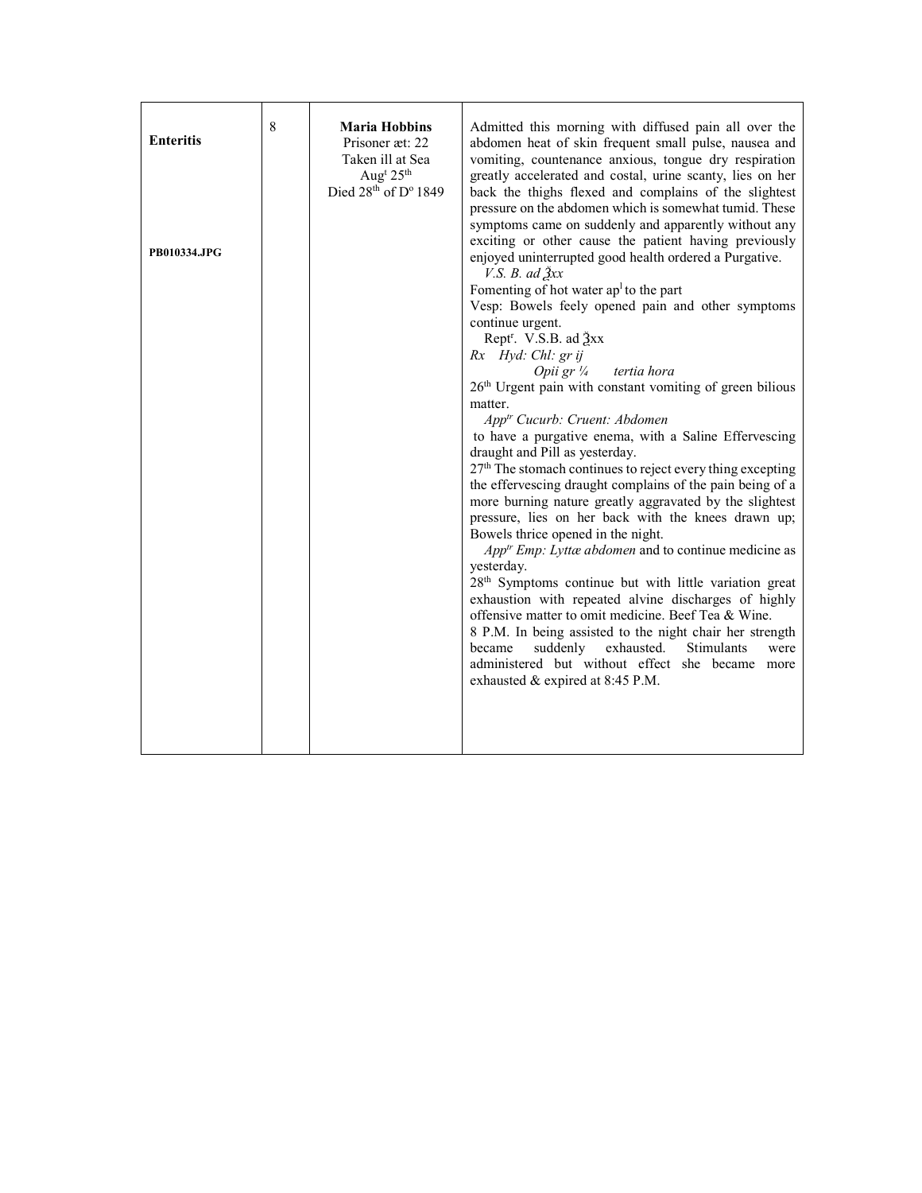| | | | |
|---|---|---|---|
| **Enteritis**<br><br>**PB010334.JPG** | 8 | **Maria Hobbins**<br>Prisoner æt: 22<br>Taken ill at Sea<br>Aug$^{t}$ 25$^{th}$<br>Died 28$^{th}$ of D$^{o}$ 1849 | Admitted this morning with diffused pain all over the abdomen heat of skin frequent small pulse, nausea and vomiting, countenance anxious, tongue dry respiration greatly accelerated and costal, urine scanty, lies on her back the thighs flexed and complains of the slightest pressure on the abdomen which is somewhat tumid. These symptoms came on suddenly and apparently without any exciting or other cause the patient having previously enjoyed uninterrupted good health ordered a Purgative.<br>*V.S. B. ad ℥xx*<br>Fomenting of hot water ap$^{l}$ to the part<br>Vesp: Bowels feely opened pain and other symptoms continue urgent.<br>Rept$^{r}$. V.S.B. ad ℥xx<br>*Rx Hyd: Chl: gr ij*<br>*Opii gr ¼ tertia hora*<br>26$^{th}$ Urgent pain with constant vomiting of green bilious matter.<br>*App$^{tr}$ Cucurb: Cruent: Abdomen*<br>to have a purgative enema, with a Saline Effervescing draught and Pill as yesterday.<br>27$^{th}$ The stomach continues to reject every thing excepting the effervescing draught complains of the pain being of a more burning nature greatly aggravated by the slightest pressure, lies on her back with the knees drawn up; Bowels thrice opened in the night.<br>*App$^{tr}$ Emp: Lyttæ abdomen* and to continue medicine as yesterday.<br>28$^{th}$ Symptoms continue but with little variation great exhaustion with repeated alvine discharges of highly offensive matter to omit medicine. Beef Tea & Wine.<br>8 P.M. In being assisted to the night chair her strength became suddenly exhausted. Stimulants were administered but without effect she became more exhausted & expired at 8:45 P.M. |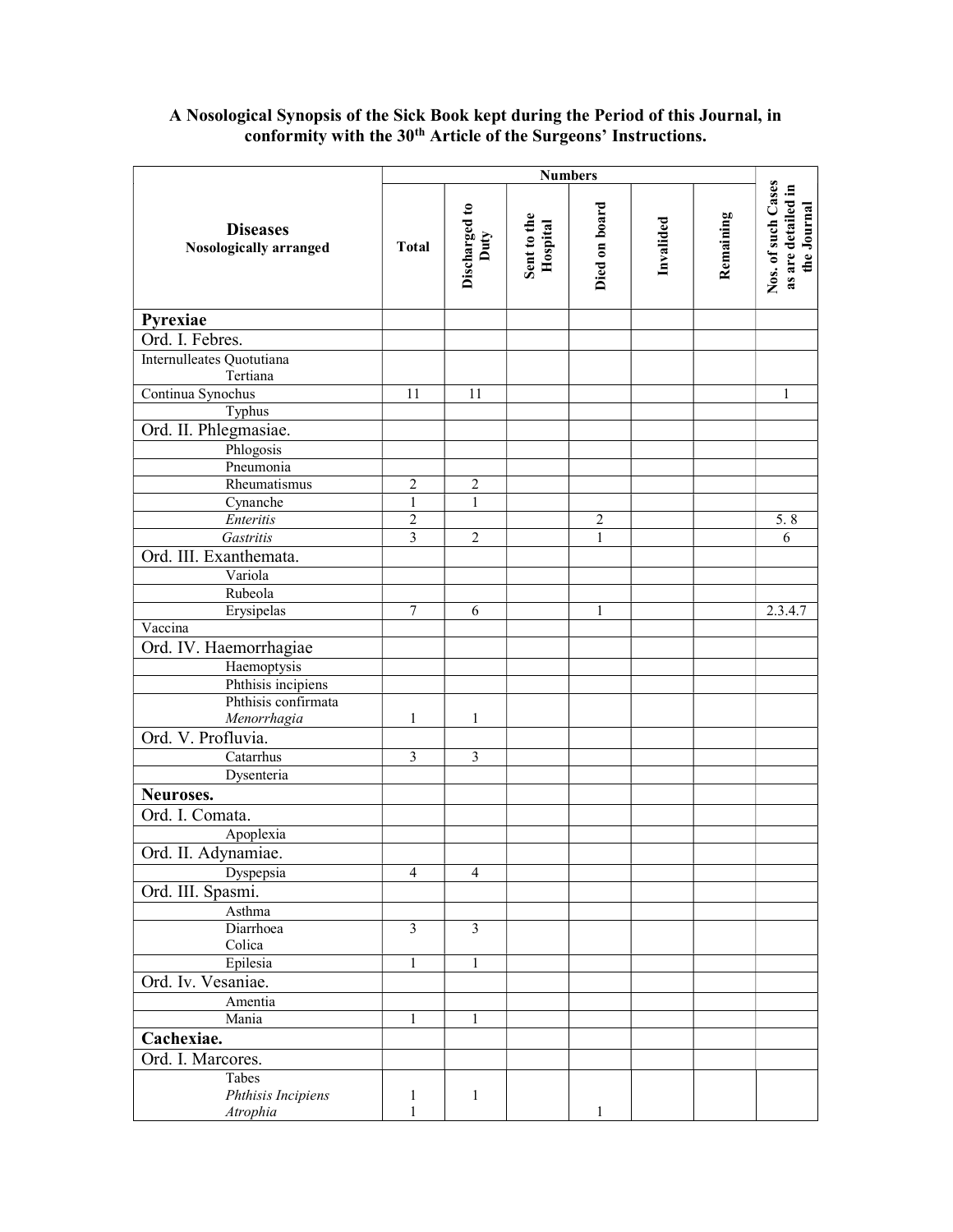**A Nosological Synopsis of the Sick Book kept during the Period of this Journal, in conformity with the 30th Article of the Surgeons' Instructions.**

| **Diseases** Nosologically arranged | **Numbers** | | | | | | **Nos. of such Cases as are detailed in the Journal** |
|---|---|---|---|---|---|---|---|
| | **Total** | **Discharged to Duty** | **Sent to the Hospital** | **Died on board** | **Invalided** | **Remaining** | |
| **Pyrexiae** | | | | | | | |
| Ord. I. Febres. | | | | | | | |
| Internulleates Quotutiana<br>Tertiana | | | | | | | |
| Continua Synochus | 11 | 11 | | | | | 1 |
| Typhus | | | | | | | |
| Ord. II. Phlegmasiae. | | | | | | | |
| Phlogosis | | | | | | | |
| Pneumonia | | | | | | | |
| Rheumatismus | 2 | 2 | | | | | |
| Cynanche | 1 | 1 | | | | | |
| *Enteritis* | 2 | | | 2 | | | 5. 8 |
| *Gastritis* | 3 | 2 | | 1 | | | 6 |
| Ord. III. Exanthemata. | | | | | | | |
| Variola | | | | | | | |
| Rubeola | | | | | | | |
| Erysipelas | 7 | 6 | | 1 | | | 2.3.4.7 |
| Vaccina | | | | | | | |
| Ord. IV. Haemorrhagiae | | | | | | | |
| Haemoptysis | | | | | | | |
| Phthisis incipiens | | | | | | | |
| Phthisis confirmata<br>*Menorrhagia* | 1 | 1 | | | | | |
| Ord. V. Profluvia. | | | | | | | |
| Catarrhus | 3 | 3 | | | | | |
| Dysenteria | | | | | | | |
| **Neuroses.** | | | | | | | |
| Ord. I. Comata. | | | | | | | |
| Apoplexia | | | | | | | |
| Ord. II. Adynamiae. | | | | | | | |
| Dyspepsia | 4 | 4 | | | | | |
| Ord. III. Spasmi. | | | | | | | |
| Asthma | | | | | | | |
| Diarrhoea<br>Colica | 3 | 3 | | | | | |
| Epilesia | 1 | 1 | | | | | |
| Ord. Iv. Vesaniae. | | | | | | | |
| Amentia | | | | | | | |
| Mania | 1 | 1 | | | | | |
| **Cachexiae.** | | | | | | | |
| Ord. I. Marcores. | | | | | | | |
| Tabes<br>*Phthisis Incipiens*<br>*Atrophia* | 1<br>1 | 1 | | 1 | | | |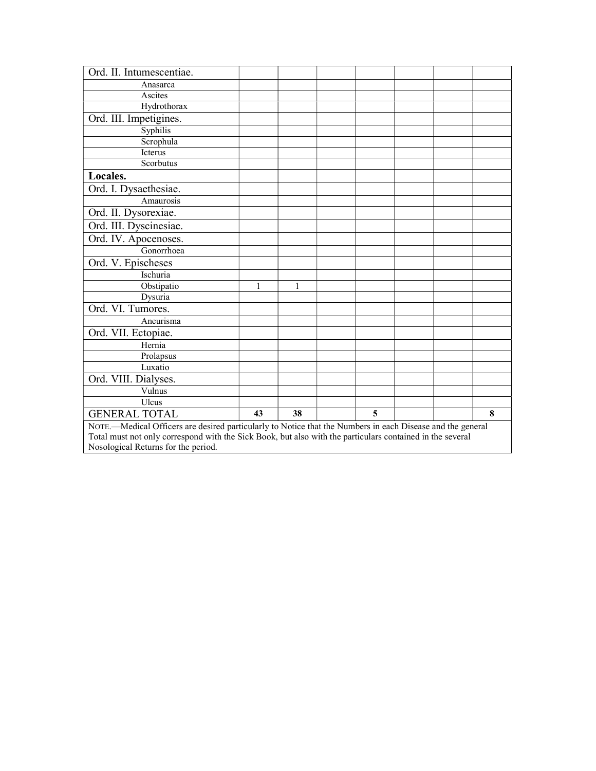| | | | | | | | |
|---|---|---|---|---|---|---|---|
| Ord. II. Intumescentiae. | | | | | | | |
| Anasarca | | | | | | | |
| Ascites | | | | | | | |
| Hydrothorax | | | | | | | |
| Ord. III. Impetigines. | | | | | | | |
| Syphilis | | | | | | | |
| Scrophula | | | | | | | |
| Icterus | | | | | | | |
| Scorbutus | | | | | | | |
| **Locales.** | | | | | | | |
| Ord. I. Dysaethesiae. | | | | | | | |
| Amaurosis | | | | | | | |
| Ord. II. Dysorexiae. | | | | | | | |
| Ord. III. Dyscinesiae. | | | | | | | |
| Ord. IV. Apocenoses. | | | | | | | |
| Gonorrhoea | | | | | | | |
| Ord. V. Epischeses | | | | | | | |
| Ischuria | | | | | | | |
| Obstipatio | 1 | 1 | | | | | |
| Dysuria | | | | | | | |
| Ord. VI. Tumores. | | | | | | | |
| Aneurisma | | | | | | | |
| Ord. VII. Ectopiae. | | | | | | | |
| Hernia | | | | | | | |
| Prolapsus | | | | | | | |
| Luxatio | | | | | | | |
| Ord. VIII. Dialyses. | | | | | | | |
| Vulnus | | | | | | | |
| Ulcus | | | | | | | |
| GENERAL TOTAL | **43** | **38** | | **5** | | | **8** |

NOTE.—Medical Officers are desired particularly to Notice that the Numbers in each Disease and the general Total must not only correspond with the Sick Book, but also with the particulars contained in the several Nosological Returns for the period.